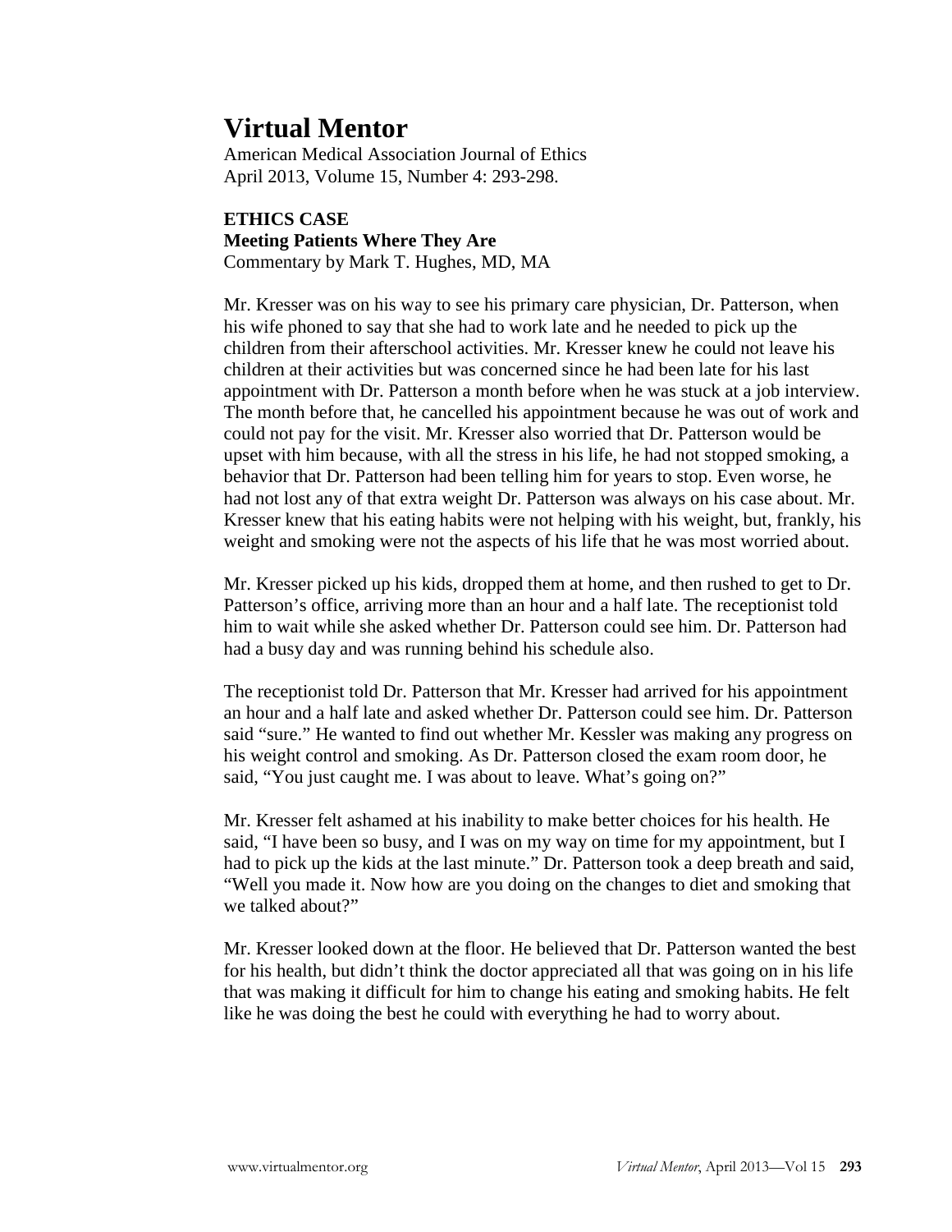# Virtual Mentor

American Medical Association Journal of Ethics
April 2013, Volume 15, Number 4: 293-298.

**ETHICS CASE**

**Meeting Patients Where They Are**

Commentary by Mark T. Hughes, MD, MA

Mr. Kresser was on his way to see his primary care physician, Dr. Patterson, when his wife phoned to say that she had to work late and he needed to pick up the children from their afterschool activities. Mr. Kresser knew he could not leave his children at their activities but was concerned since he had been late for his last appointment with Dr. Patterson a month before when he was stuck at a job interview. The month before that, he cancelled his appointment because he was out of work and could not pay for the visit. Mr. Kresser also worried that Dr. Patterson would be upset with him because, with all the stress in his life, he had not stopped smoking, a behavior that Dr. Patterson had been telling him for years to stop. Even worse, he had not lost any of that extra weight Dr. Patterson was always on his case about. Mr. Kresser knew that his eating habits were not helping with his weight, but, frankly, his weight and smoking were not the aspects of his life that he was most worried about.

Mr. Kresser picked up his kids, dropped them at home, and then rushed to get to Dr. Patterson's office, arriving more than an hour and a half late. The receptionist told him to wait while she asked whether Dr. Patterson could see him. Dr. Patterson had had a busy day and was running behind his schedule also.

The receptionist told Dr. Patterson that Mr. Kresser had arrived for his appointment an hour and a half late and asked whether Dr. Patterson could see him. Dr. Patterson said "sure." He wanted to find out whether Mr. Kessler was making any progress on his weight control and smoking. As Dr. Patterson closed the exam room door, he said, "You just caught me. I was about to leave. What's going on?"

Mr. Kresser felt ashamed at his inability to make better choices for his health. He said, "I have been so busy, and I was on my way on time for my appointment, but I had to pick up the kids at the last minute." Dr. Patterson took a deep breath and said, "Well you made it. Now how are you doing on the changes to diet and smoking that we talked about?"

Mr. Kresser looked down at the floor. He believed that Dr. Patterson wanted the best for his health, but didn't think the doctor appreciated all that was going on in his life that was making it difficult for him to change his eating and smoking habits. He felt like he was doing the best he could with everything he had to worry about.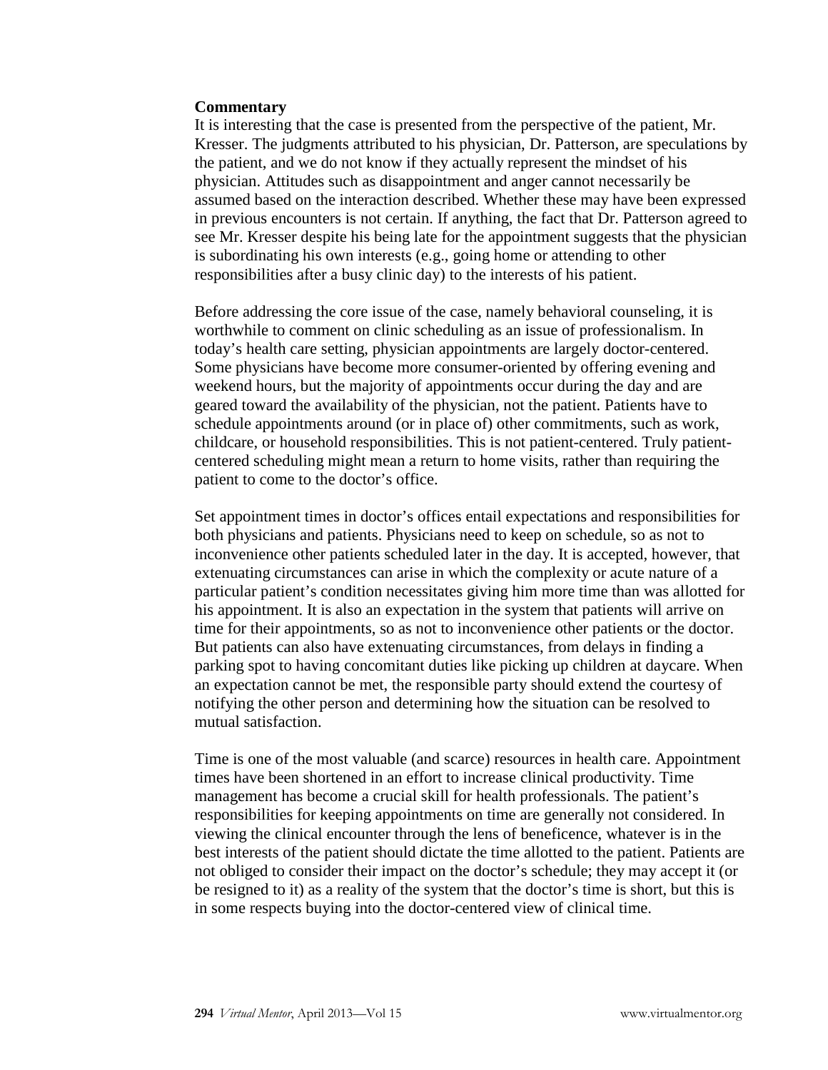**Commentary**

It is interesting that the case is presented from the perspective of the patient, Mr. Kresser. The judgments attributed to his physician, Dr. Patterson, are speculations by the patient, and we do not know if they actually represent the mindset of his physician. Attitudes such as disappointment and anger cannot necessarily be assumed based on the interaction described. Whether these may have been expressed in previous encounters is not certain. If anything, the fact that Dr. Patterson agreed to see Mr. Kresser despite his being late for the appointment suggests that the physician is subordinating his own interests (e.g., going home or attending to other responsibilities after a busy clinic day) to the interests of his patient.

Before addressing the core issue of the case, namely behavioral counseling, it is worthwhile to comment on clinic scheduling as an issue of professionalism. In today's health care setting, physician appointments are largely doctor-centered. Some physicians have become more consumer-oriented by offering evening and weekend hours, but the majority of appointments occur during the day and are geared toward the availability of the physician, not the patient. Patients have to schedule appointments around (or in place of) other commitments, such as work, childcare, or household responsibilities. This is not patient-centered. Truly patient-centered scheduling might mean a return to home visits, rather than requiring the patient to come to the doctor's office.

Set appointment times in doctor's offices entail expectations and responsibilities for both physicians and patients. Physicians need to keep on schedule, so as not to inconvenience other patients scheduled later in the day. It is accepted, however, that extenuating circumstances can arise in which the complexity or acute nature of a particular patient's condition necessitates giving him more time than was allotted for his appointment. It is also an expectation in the system that patients will arrive on time for their appointments, so as not to inconvenience other patients or the doctor. But patients can also have extenuating circumstances, from delays in finding a parking spot to having concomitant duties like picking up children at daycare. When an expectation cannot be met, the responsible party should extend the courtesy of notifying the other person and determining how the situation can be resolved to mutual satisfaction.

Time is one of the most valuable (and scarce) resources in health care. Appointment times have been shortened in an effort to increase clinical productivity. Time management has become a crucial skill for health professionals. The patient's responsibilities for keeping appointments on time are generally not considered. In viewing the clinical encounter through the lens of beneficence, whatever is in the best interests of the patient should dictate the time allotted to the patient. Patients are not obliged to consider their impact on the doctor's schedule; they may accept it (or be resigned to it) as a reality of the system that the doctor's time is short, but this is in some respects buying into the doctor-centered view of clinical time.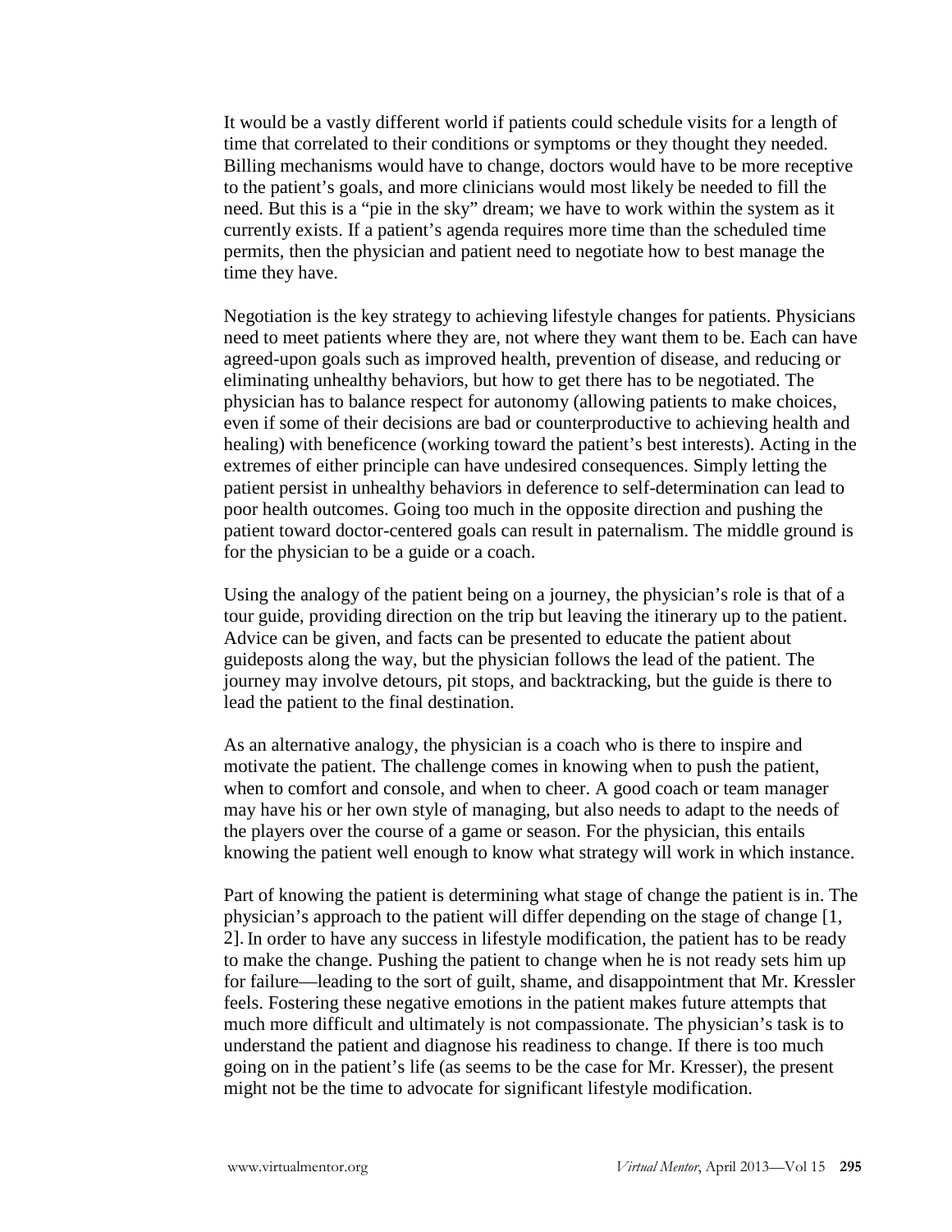It would be a vastly different world if patients could schedule visits for a length of time that correlated to their conditions or symptoms or they thought they needed. Billing mechanisms would have to change, doctors would have to be more receptive to the patient's goals, and more clinicians would most likely be needed to fill the need. But this is a "pie in the sky" dream; we have to work within the system as it currently exists. If a patient's agenda requires more time than the scheduled time permits, then the physician and patient need to negotiate how to best manage the time they have.

Negotiation is the key strategy to achieving lifestyle changes for patients. Physicians need to meet patients where they are, not where they want them to be. Each can have agreed-upon goals such as improved health, prevention of disease, and reducing or eliminating unhealthy behaviors, but how to get there has to be negotiated. The physician has to balance respect for autonomy (allowing patients to make choices, even if some of their decisions are bad or counterproductive to achieving health and healing) with beneficence (working toward the patient's best interests). Acting in the extremes of either principle can have undesired consequences. Simply letting the patient persist in unhealthy behaviors in deference to self-determination can lead to poor health outcomes. Going too much in the opposite direction and pushing the patient toward doctor-centered goals can result in paternalism. The middle ground is for the physician to be a guide or a coach.

Using the analogy of the patient being on a journey, the physician's role is that of a tour guide, providing direction on the trip but leaving the itinerary up to the patient. Advice can be given, and facts can be presented to educate the patient about guideposts along the way, but the physician follows the lead of the patient. The journey may involve detours, pit stops, and backtracking, but the guide is there to lead the patient to the final destination.

As an alternative analogy, the physician is a coach who is there to inspire and motivate the patient. The challenge comes in knowing when to push the patient, when to comfort and console, and when to cheer. A good coach or team manager may have his or her own style of managing, but also needs to adapt to the needs of the players over the course of a game or season. For the physician, this entails knowing the patient well enough to know what strategy will work in which instance.

Part of knowing the patient is determining what stage of change the patient is in. The physician's approach to the patient will differ depending on the stage of change [1, 2]. In order to have any success in lifestyle modification, the patient has to be ready to make the change. Pushing the patient to change when he is not ready sets him up for failure—leading to the sort of guilt, shame, and disappointment that Mr. Kressler feels. Fostering these negative emotions in the patient makes future attempts that much more difficult and ultimately is not compassionate. The physician's task is to understand the patient and diagnose his readiness to change. If there is too much going on in the patient's life (as seems to be the case for Mr. Kresser), the present might not be the time to advocate for significant lifestyle modification.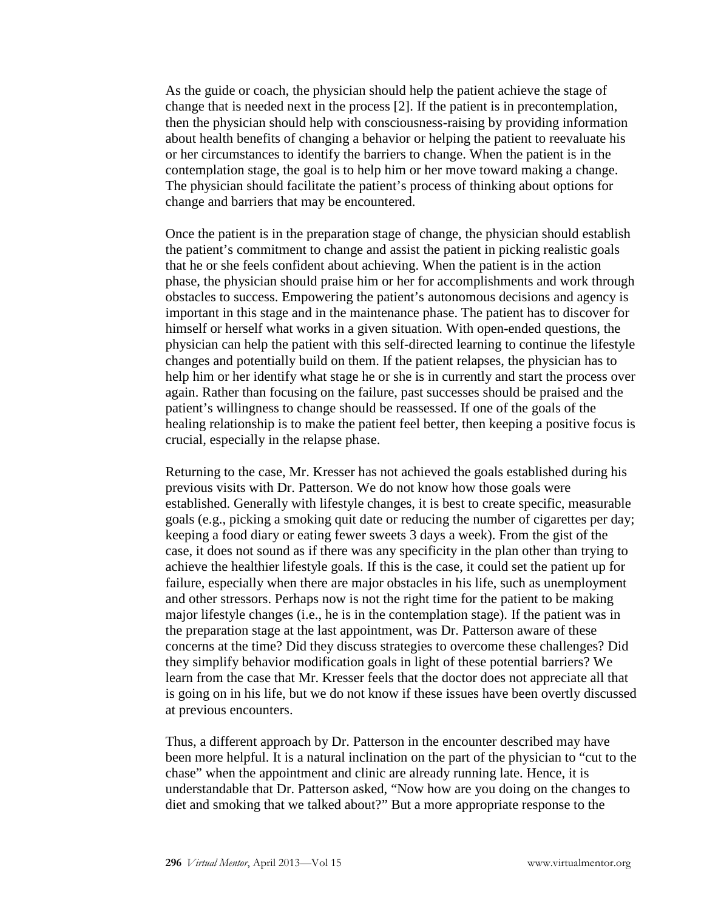As the guide or coach, the physician should help the patient achieve the stage of change that is needed next in the process [2]. If the patient is in precontemplation, then the physician should help with consciousness-raising by providing information about health benefits of changing a behavior or helping the patient to reevaluate his or her circumstances to identify the barriers to change. When the patient is in the contemplation stage, the goal is to help him or her move toward making a change. The physician should facilitate the patient's process of thinking about options for change and barriers that may be encountered.

Once the patient is in the preparation stage of change, the physician should establish the patient's commitment to change and assist the patient in picking realistic goals that he or she feels confident about achieving. When the patient is in the action phase, the physician should praise him or her for accomplishments and work through obstacles to success. Empowering the patient's autonomous decisions and agency is important in this stage and in the maintenance phase. The patient has to discover for himself or herself what works in a given situation. With open-ended questions, the physician can help the patient with this self-directed learning to continue the lifestyle changes and potentially build on them. If the patient relapses, the physician has to help him or her identify what stage he or she is in currently and start the process over again. Rather than focusing on the failure, past successes should be praised and the patient's willingness to change should be reassessed. If one of the goals of the healing relationship is to make the patient feel better, then keeping a positive focus is crucial, especially in the relapse phase.

Returning to the case, Mr. Kresser has not achieved the goals established during his previous visits with Dr. Patterson. We do not know how those goals were established. Generally with lifestyle changes, it is best to create specific, measurable goals (e.g., picking a smoking quit date or reducing the number of cigarettes per day; keeping a food diary or eating fewer sweets 3 days a week). From the gist of the case, it does not sound as if there was any specificity in the plan other than trying to achieve the healthier lifestyle goals. If this is the case, it could set the patient up for failure, especially when there are major obstacles in his life, such as unemployment and other stressors. Perhaps now is not the right time for the patient to be making major lifestyle changes (i.e., he is in the contemplation stage). If the patient was in the preparation stage at the last appointment, was Dr. Patterson aware of these concerns at the time? Did they discuss strategies to overcome these challenges? Did they simplify behavior modification goals in light of these potential barriers? We learn from the case that Mr. Kresser feels that the doctor does not appreciate all that is going on in his life, but we do not know if these issues have been overtly discussed at previous encounters.

Thus, a different approach by Dr. Patterson in the encounter described may have been more helpful. It is a natural inclination on the part of the physician to "cut to the chase" when the appointment and clinic are already running late. Hence, it is understandable that Dr. Patterson asked, "Now how are you doing on the changes to diet and smoking that we talked about?" But a more appropriate response to the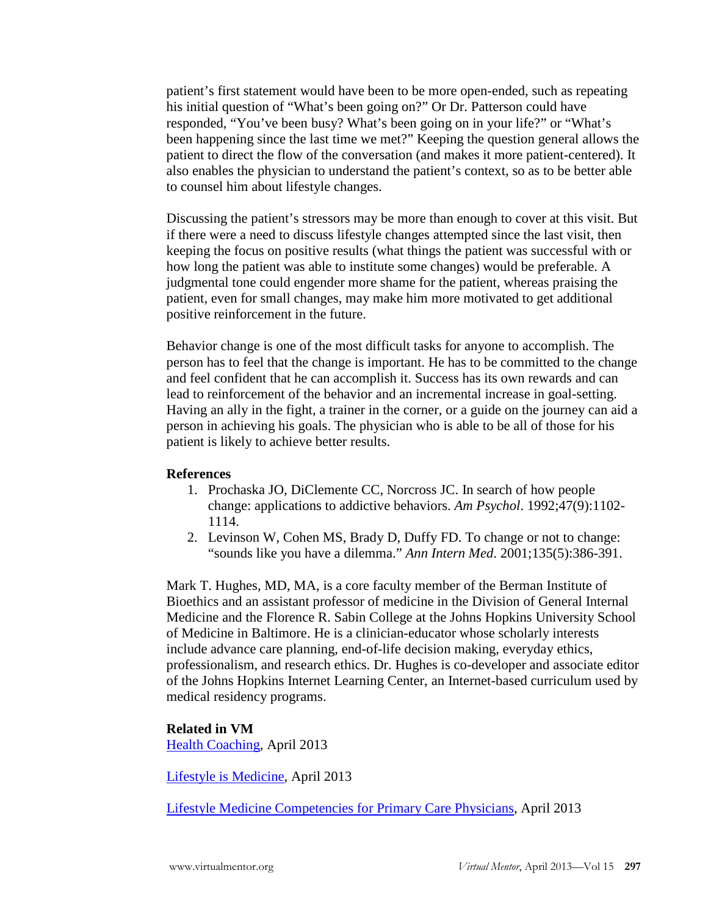patient's first statement would have been to be more open-ended, such as repeating his initial question of "What's been going on?" Or Dr. Patterson could have responded, "You've been busy? What's been going on in your life?" or "What's been happening since the last time we met?" Keeping the question general allows the patient to direct the flow of the conversation (and makes it more patient-centered). It also enables the physician to understand the patient's context, so as to be better able to counsel him about lifestyle changes.

Discussing the patient's stressors may be more than enough to cover at this visit. But if there were a need to discuss lifestyle changes attempted since the last visit, then keeping the focus on positive results (what things the patient was successful with or how long the patient was able to institute some changes) would be preferable. A judgmental tone could engender more shame for the patient, whereas praising the patient, even for small changes, may make him more motivated to get additional positive reinforcement in the future.

Behavior change is one of the most difficult tasks for anyone to accomplish. The person has to feel that the change is important. He has to be committed to the change and feel confident that he can accomplish it. Success has its own rewards and can lead to reinforcement of the behavior and an incremental increase in goal-setting. Having an ally in the fight, a trainer in the corner, or a guide on the journey can aid a person in achieving his goals. The physician who is able to be all of those for his patient is likely to achieve better results.

**References**

1. Prochaska JO, DiClemente CC, Norcross JC. In search of how people change: applications to addictive behaviors. *Am Psychol*. 1992;47(9):1102-1114.
2. Levinson W, Cohen MS, Brady D, Duffy FD. To change or not to change: "sounds like you have a dilemma." *Ann Intern Med*. 2001;135(5):386-391.

Mark T. Hughes, MD, MA, is a core faculty member of the Berman Institute of Bioethics and an assistant professor of medicine in the Division of General Internal Medicine and the Florence R. Sabin College at the Johns Hopkins University School of Medicine in Baltimore. He is a clinician-educator whose scholarly interests include advance care planning, end-of-life decision making, everyday ethics, professionalism, and research ethics. Dr. Hughes is co-developer and associate editor of the Johns Hopkins Internet Learning Center, an Internet-based curriculum used by medical residency programs.

**Related in VM**

Health Coaching, April 2013

Lifestyle is Medicine, April 2013

Lifestyle Medicine Competencies for Primary Care Physicians, April 2013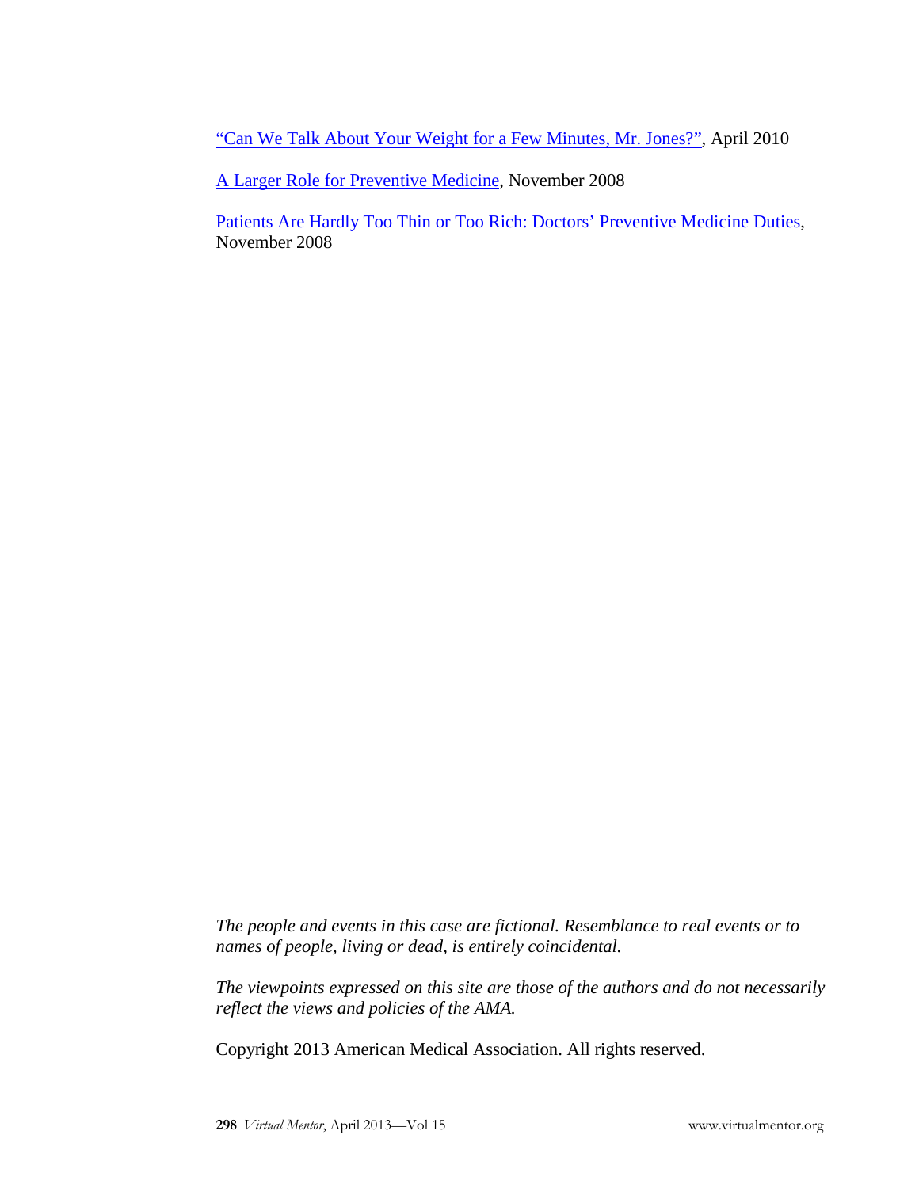"Can We Talk About Your Weight for a Few Minutes, Mr. Jones?", April 2010

A Larger Role for Preventive Medicine, November 2008

Patients Are Hardly Too Thin or Too Rich: Doctors' Preventive Medicine Duties, November 2008

*The people and events in this case are fictional. Resemblance to real events or to names of people, living or dead, is entirely coincidental.*

*The viewpoints expressed on this site are those of the authors and do not necessarily reflect the views and policies of the AMA.*

Copyright 2013 American Medical Association. All rights reserved.